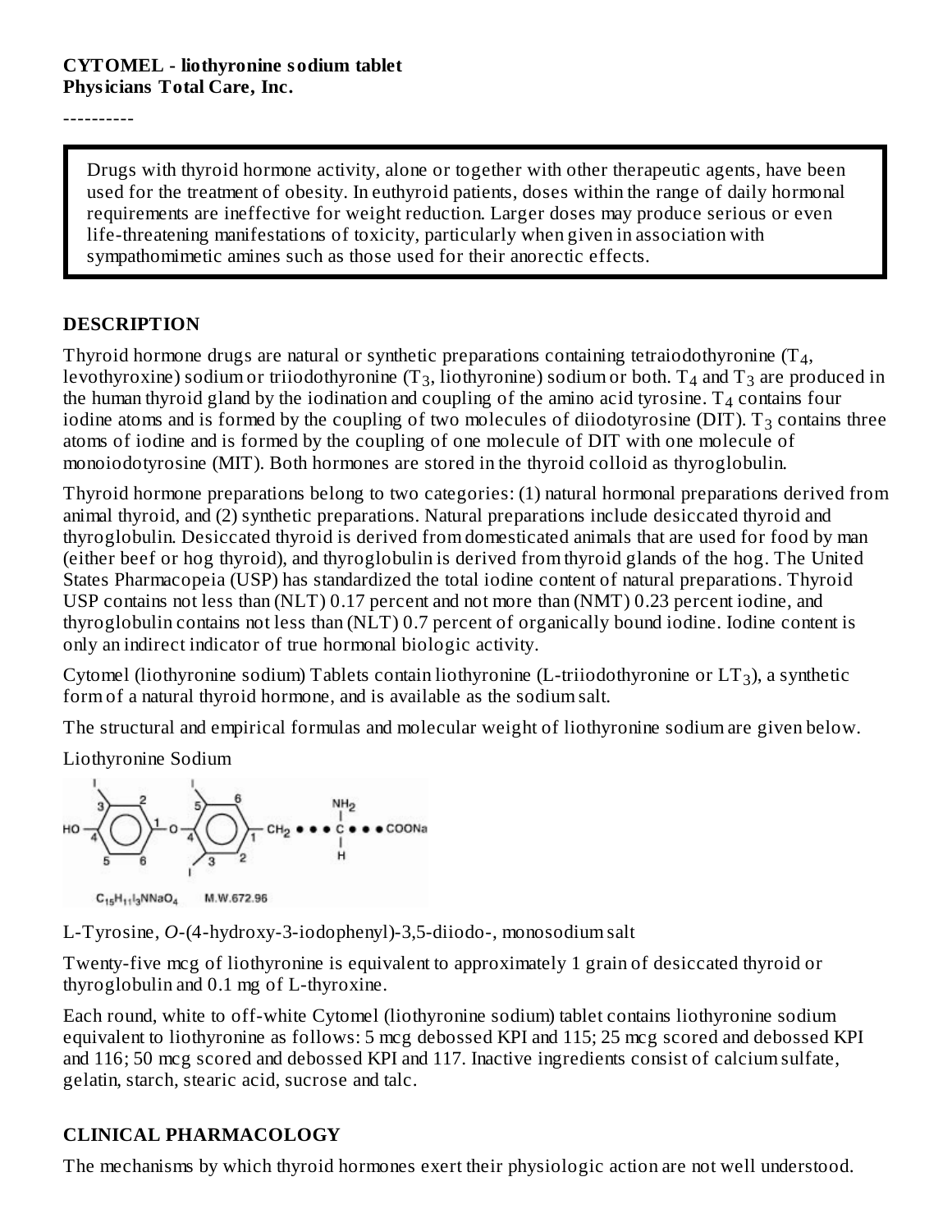**CYTOMEL - liothyronine sodium tablet**
**Physicians Total Care, Inc.**

----------

> Drugs with thyroid hormone activity, alone or together with other therapeutic agents, have been used for the treatment of obesity. In euthyroid patients, doses within the range of daily hormonal requirements are ineffective for weight reduction. Larger doses may produce serious or even life-threatening manifestations of toxicity, particularly when given in association with sympathomimetic amines such as those used for their anorectic effects.

## DESCRIPTION

Thyroid hormone drugs are natural or synthetic preparations containing tetraiodothyronine ($T_4$, levothyroxine) sodium or triiodothyronine ($T_3$, liothyronine) sodium or both. $T_4$ and $T_3$ are produced in the human thyroid gland by the iodination and coupling of the amino acid tyrosine. $T_4$ contains four iodine atoms and is formed by the coupling of two molecules of diiodotyrosine (DIT). $T_3$ contains three atoms of iodine and is formed by the coupling of one molecule of DIT with one molecule of monoiodotyrosine (MIT). Both hormones are stored in the thyroid colloid as thyroglobulin.

Thyroid hormone preparations belong to two categories: (1) natural hormonal preparations derived from animal thyroid, and (2) synthetic preparations. Natural preparations include desiccated thyroid and thyroglobulin. Desiccated thyroid is derived from domesticated animals that are used for food by man (either beef or hog thyroid), and thyroglobulin is derived from thyroid glands of the hog. The United States Pharmacopeia (USP) has standardized the total iodine content of natural preparations. Thyroid USP contains not less than (NLT) 0.17 percent and not more than (NMT) 0.23 percent iodine, and thyroglobulin contains not less than (NLT) 0.7 percent of organically bound iodine. Iodine content is only an indirect indicator of true hormonal biologic activity.

Cytomel (liothyronine sodium) Tablets contain liothyronine (L-triiodothyronine or $LT_3$), a synthetic form of a natural thyroid hormone, and is available as the sodium salt.

The structural and empirical formulas and molecular weight of liothyronine sodium are given below.

Liothyronine Sodium

$C_{15}H_{11}I_3NNaO_4$ M.W.672.96

L-Tyrosine, *O*-(4-hydroxy-3-iodophenyl)-3,5-diiodo-, monosodium salt

Twenty-five mcg of liothyronine is equivalent to approximately 1 grain of desiccated thyroid or thyroglobulin and 0.1 mg of L-thyroxine.

Each round, white to off-white Cytomel (liothyronine sodium) tablet contains liothyronine sodium equivalent to liothyronine as follows: 5 mcg debossed KPI and 115; 25 mcg scored and debossed KPI and 116; 50 mcg scored and debossed KPI and 117. Inactive ingredients consist of calcium sulfate, gelatin, starch, stearic acid, sucrose and talc.

## CLINICAL PHARMACOLOGY

The mechanisms by which thyroid hormones exert their physiologic action are not well understood.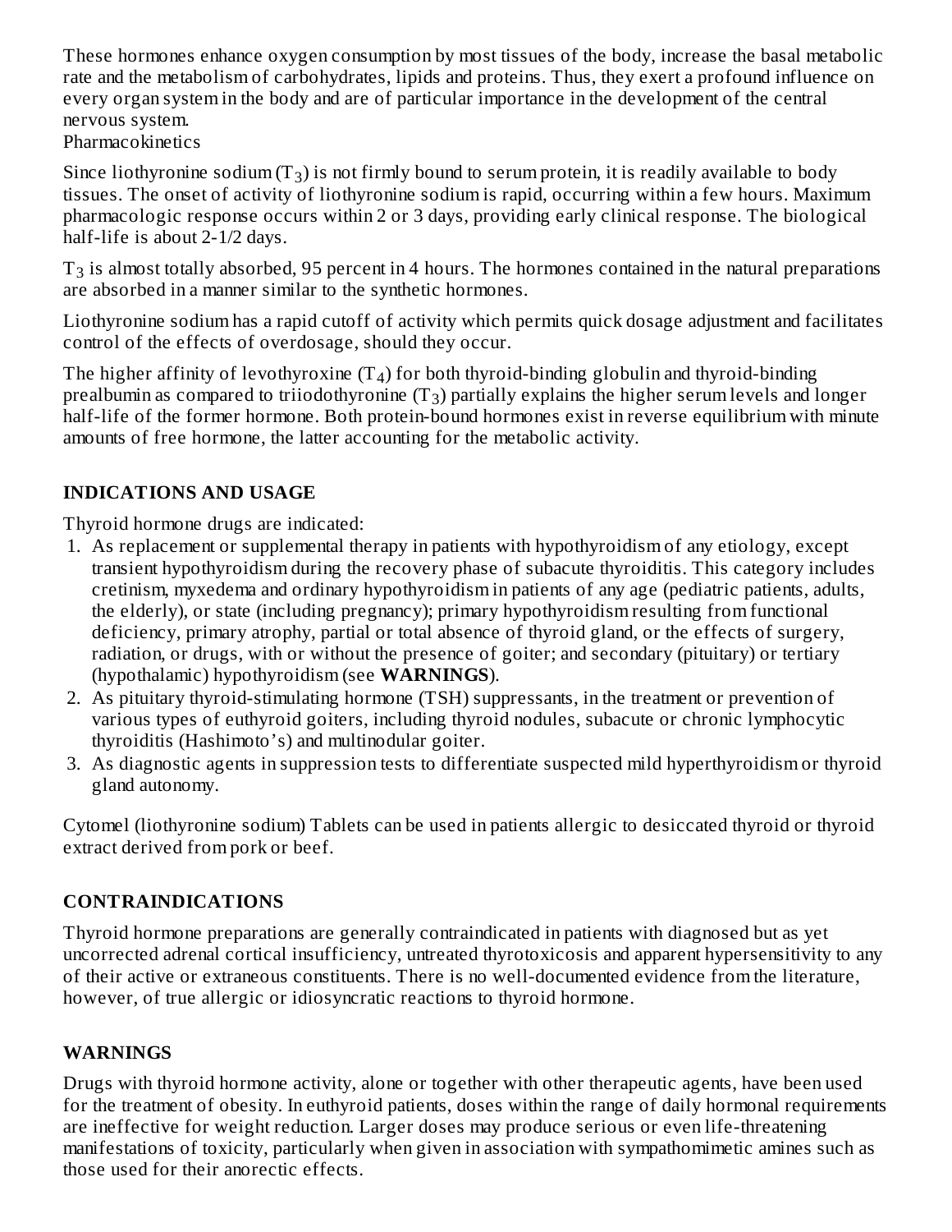These hormones enhance oxygen consumption by most tissues of the body, increase the basal metabolic rate and the metabolism of carbohydrates, lipids and proteins. Thus, they exert a profound influence on every organ system in the body and are of particular importance in the development of the central nervous system.

Pharmacokinetics

Since liothyronine sodium ($T_3$) is not firmly bound to serum protein, it is readily available to body tissues. The onset of activity of liothyronine sodium is rapid, occurring within a few hours. Maximum pharmacologic response occurs within 2 or 3 days, providing early clinical response. The biological half-life is about 2-1/2 days.

$T_3$ is almost totally absorbed, 95 percent in 4 hours. The hormones contained in the natural preparations are absorbed in a manner similar to the synthetic hormones.

Liothyronine sodium has a rapid cutoff of activity which permits quick dosage adjustment and facilitates control of the effects of overdosage, should they occur.

The higher affinity of levothyroxine ($T_4$) for both thyroid-binding globulin and thyroid-binding prealbumin as compared to triiodothyronine ($T_3$) partially explains the higher serum levels and longer half-life of the former hormone. Both protein-bound hormones exist in reverse equilibrium with minute amounts of free hormone, the latter accounting for the metabolic activity.

## INDICATIONS AND USAGE

Thyroid hormone drugs are indicated:

1. As replacement or supplemental therapy in patients with hypothyroidism of any etiology, except transient hypothyroidism during the recovery phase of subacute thyroiditis. This category includes cretinism, myxedema and ordinary hypothyroidism in patients of any age (pediatric patients, adults, the elderly), or state (including pregnancy); primary hypothyroidism resulting from functional deficiency, primary atrophy, partial or total absence of thyroid gland, or the effects of surgery, radiation, or drugs, with or without the presence of goiter; and secondary (pituitary) or tertiary (hypothalamic) hypothyroidism (see **WARNINGS**).
2. As pituitary thyroid-stimulating hormone (TSH) suppressants, in the treatment or prevention of various types of euthyroid goiters, including thyroid nodules, subacute or chronic lymphocytic thyroiditis (Hashimoto's) and multinodular goiter.
3. As diagnostic agents in suppression tests to differentiate suspected mild hyperthyroidism or thyroid gland autonomy.

Cytomel (liothyronine sodium) Tablets can be used in patients allergic to desiccated thyroid or thyroid extract derived from pork or beef.

## CONTRAINDICATIONS

Thyroid hormone preparations are generally contraindicated in patients with diagnosed but as yet uncorrected adrenal cortical insufficiency, untreated thyrotoxicosis and apparent hypersensitivity to any of their active or extraneous constituents. There is no well-documented evidence from the literature, however, of true allergic or idiosyncratic reactions to thyroid hormone.

## WARNINGS

Drugs with thyroid hormone activity, alone or together with other therapeutic agents, have been used for the treatment of obesity. In euthyroid patients, doses within the range of daily hormonal requirements are ineffective for weight reduction. Larger doses may produce serious or even life-threatening manifestations of toxicity, particularly when given in association with sympathomimetic amines such as those used for their anorectic effects.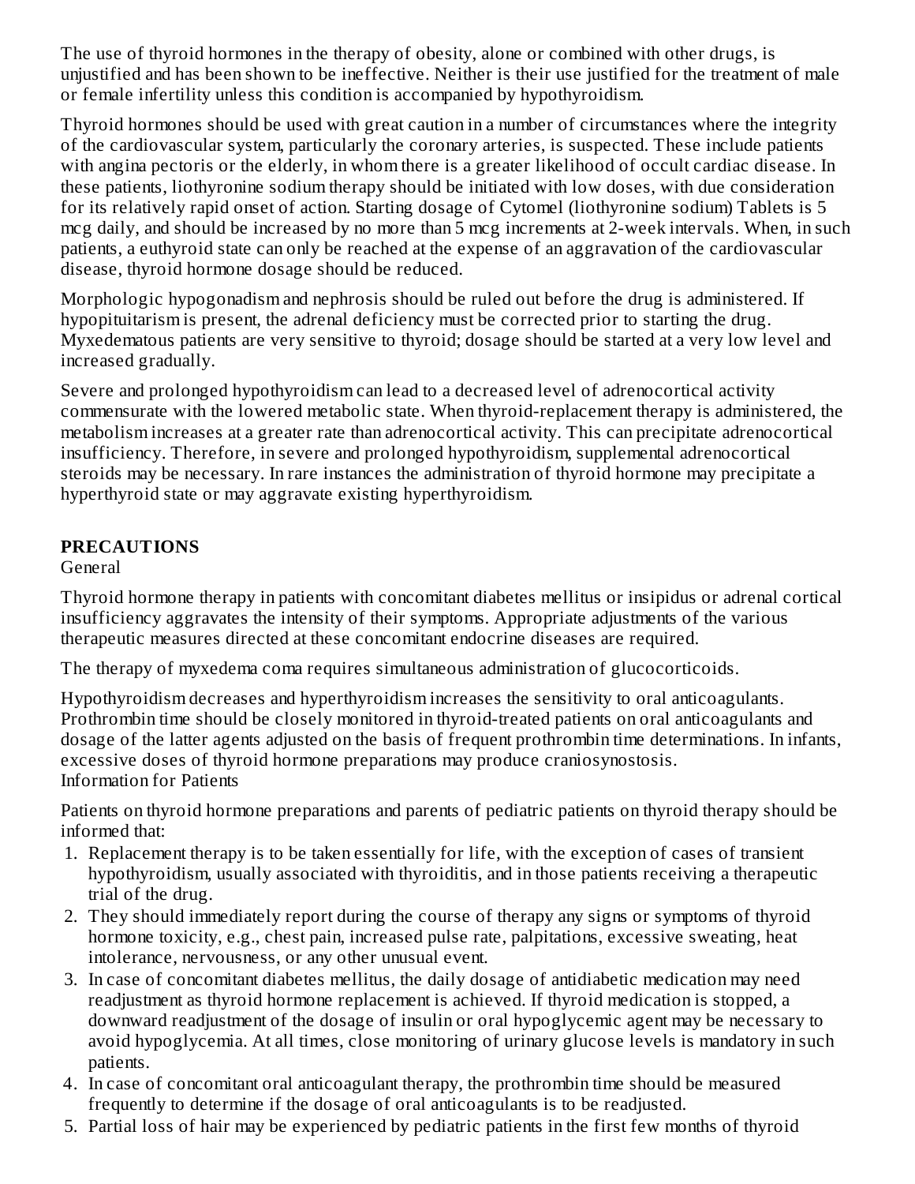The use of thyroid hormones in the therapy of obesity, alone or combined with other drugs, is unjustified and has been shown to be ineffective. Neither is their use justified for the treatment of male or female infertility unless this condition is accompanied by hypothyroidism.

Thyroid hormones should be used with great caution in a number of circumstances where the integrity of the cardiovascular system, particularly the coronary arteries, is suspected. These include patients with angina pectoris or the elderly, in whom there is a greater likelihood of occult cardiac disease. In these patients, liothyronine sodium therapy should be initiated with low doses, with due consideration for its relatively rapid onset of action. Starting dosage of Cytomel (liothyronine sodium) Tablets is 5 mcg daily, and should be increased by no more than 5 mcg increments at 2-week intervals. When, in such patients, a euthyroid state can only be reached at the expense of an aggravation of the cardiovascular disease, thyroid hormone dosage should be reduced.

Morphologic hypogonadism and nephrosis should be ruled out before the drug is administered. If hypopituitarism is present, the adrenal deficiency must be corrected prior to starting the drug. Myxedematous patients are very sensitive to thyroid; dosage should be started at a very low level and increased gradually.

Severe and prolonged hypothyroidism can lead to a decreased level of adrenocortical activity commensurate with the lowered metabolic state. When thyroid-replacement therapy is administered, the metabolism increases at a greater rate than adrenocortical activity. This can precipitate adrenocortical insufficiency. Therefore, in severe and prolonged hypothyroidism, supplemental adrenocortical steroids may be necessary. In rare instances the administration of thyroid hormone may precipitate a hyperthyroid state or may aggravate existing hyperthyroidism.

## PRECAUTIONS

### General

Thyroid hormone therapy in patients with concomitant diabetes mellitus or insipidus or adrenal cortical insufficiency aggravates the intensity of their symptoms. Appropriate adjustments of the various therapeutic measures directed at these concomitant endocrine diseases are required.

The therapy of myxedema coma requires simultaneous administration of glucocorticoids.

Hypothyroidism decreases and hyperthyroidism increases the sensitivity to oral anticoagulants. Prothrombin time should be closely monitored in thyroid-treated patients on oral anticoagulants and dosage of the latter agents adjusted on the basis of frequent prothrombin time determinations. In infants, excessive doses of thyroid hormone preparations may produce craniosynostosis.

### Information for Patients

Patients on thyroid hormone preparations and parents of pediatric patients on thyroid therapy should be informed that:

1. Replacement therapy is to be taken essentially for life, with the exception of cases of transient hypothyroidism, usually associated with thyroiditis, and in those patients receiving a therapeutic trial of the drug.
2. They should immediately report during the course of therapy any signs or symptoms of thyroid hormone toxicity, e.g., chest pain, increased pulse rate, palpitations, excessive sweating, heat intolerance, nervousness, or any other unusual event.
3. In case of concomitant diabetes mellitus, the daily dosage of antidiabetic medication may need readjustment as thyroid hormone replacement is achieved. If thyroid medication is stopped, a downward readjustment of the dosage of insulin or oral hypoglycemic agent may be necessary to avoid hypoglycemia. At all times, close monitoring of urinary glucose levels is mandatory in such patients.
4. In case of concomitant oral anticoagulant therapy, the prothrombin time should be measured frequently to determine if the dosage of oral anticoagulants is to be readjusted.
5. Partial loss of hair may be experienced by pediatric patients in the first few months of thyroid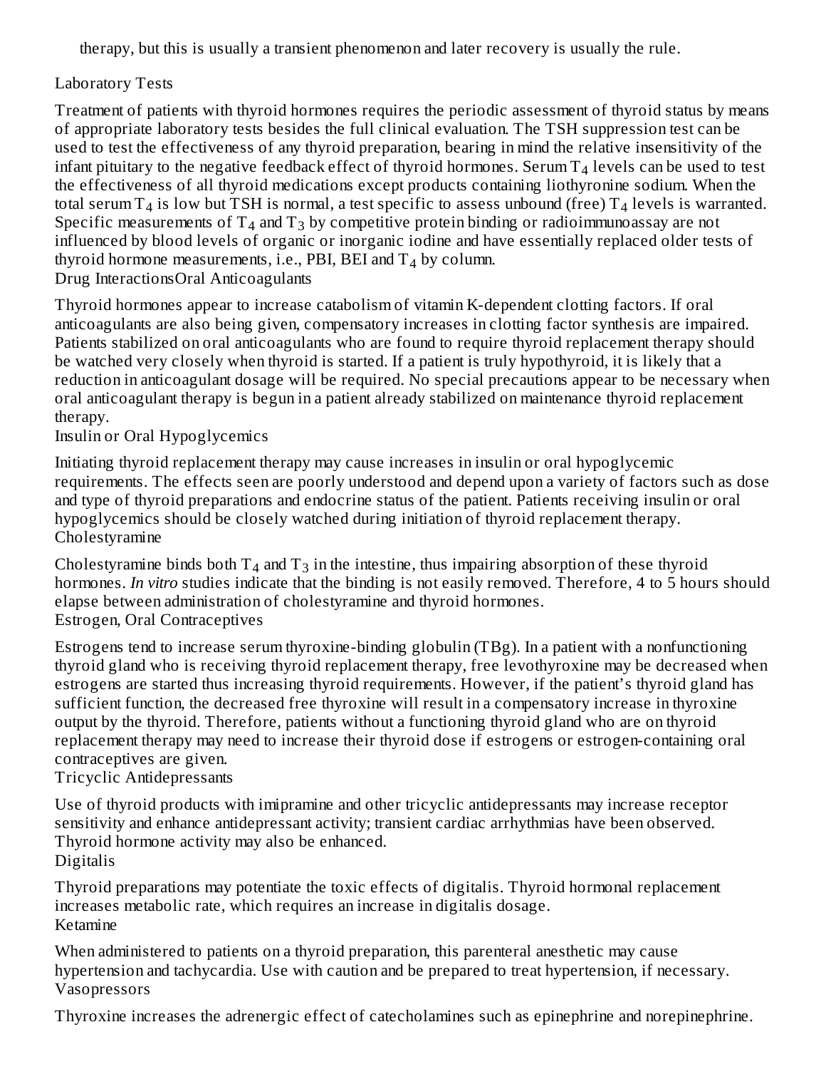therapy, but this is usually a transient phenomenon and later recovery is usually the rule.

### Laboratory Tests

Treatment of patients with thyroid hormones requires the periodic assessment of thyroid status by means of appropriate laboratory tests besides the full clinical evaluation. The TSH suppression test can be used to test the effectiveness of any thyroid preparation, bearing in mind the relative insensitivity of the infant pituitary to the negative feedback effect of thyroid hormones. Serum $T_4$ levels can be used to test the effectiveness of all thyroid medications except products containing liothyronine sodium. When the total serum $T_4$ is low but TSH is normal, a test specific to assess unbound (free) $T_4$ levels is warranted. Specific measurements of $T_4$ and $T_3$ by competitive protein binding or radioimmunoassay are not influenced by blood levels of organic or inorganic iodine and have essentially replaced older tests of thyroid hormone measurements, i.e., PBI, BEI and $T_4$ by column.

### Drug Interactions

#### Oral Anticoagulants

Thyroid hormones appear to increase catabolism of vitamin K-dependent clotting factors. If oral anticoagulants are also being given, compensatory increases in clotting factor synthesis are impaired. Patients stabilized on oral anticoagulants who are found to require thyroid replacement therapy should be watched very closely when thyroid is started. If a patient is truly hypothyroid, it is likely that a reduction in anticoagulant dosage will be required. No special precautions appear to be necessary when oral anticoagulant therapy is begun in a patient already stabilized on maintenance thyroid replacement therapy.

#### Insulin or Oral Hypoglycemics

Initiating thyroid replacement therapy may cause increases in insulin or oral hypoglycemic requirements. The effects seen are poorly understood and depend upon a variety of factors such as dose and type of thyroid preparations and endocrine status of the patient. Patients receiving insulin or oral hypoglycemics should be closely watched during initiation of thyroid replacement therapy.

#### Cholestyramine

Cholestyramine binds both $T_4$ and $T_3$ in the intestine, thus impairing absorption of these thyroid hormones. *In vitro* studies indicate that the binding is not easily removed. Therefore, 4 to 5 hours should elapse between administration of cholestyramine and thyroid hormones.

#### Estrogen, Oral Contraceptives

Estrogens tend to increase serum thyroxine-binding globulin (TBg). In a patient with a nonfunctioning thyroid gland who is receiving thyroid replacement therapy, free levothyroxine may be decreased when estrogens are started thus increasing thyroid requirements. However, if the patient's thyroid gland has sufficient function, the decreased free thyroxine will result in a compensatory increase in thyroxine output by the thyroid. Therefore, patients without a functioning thyroid gland who are on thyroid replacement therapy may need to increase their thyroid dose if estrogens or estrogen-containing oral contraceptives are given.

#### Tricyclic Antidepressants

Use of thyroid products with imipramine and other tricyclic antidepressants may increase receptor sensitivity and enhance antidepressant activity; transient cardiac arrhythmias have been observed. Thyroid hormone activity may also be enhanced.

#### Digitalis

Thyroid preparations may potentiate the toxic effects of digitalis. Thyroid hormonal replacement increases metabolic rate, which requires an increase in digitalis dosage.

#### Ketamine

When administered to patients on a thyroid preparation, this parenteral anesthetic may cause hypertension and tachycardia. Use with caution and be prepared to treat hypertension, if necessary.

#### Vasopressors

Thyroxine increases the adrenergic effect of catecholamines such as epinephrine and norepinephrine.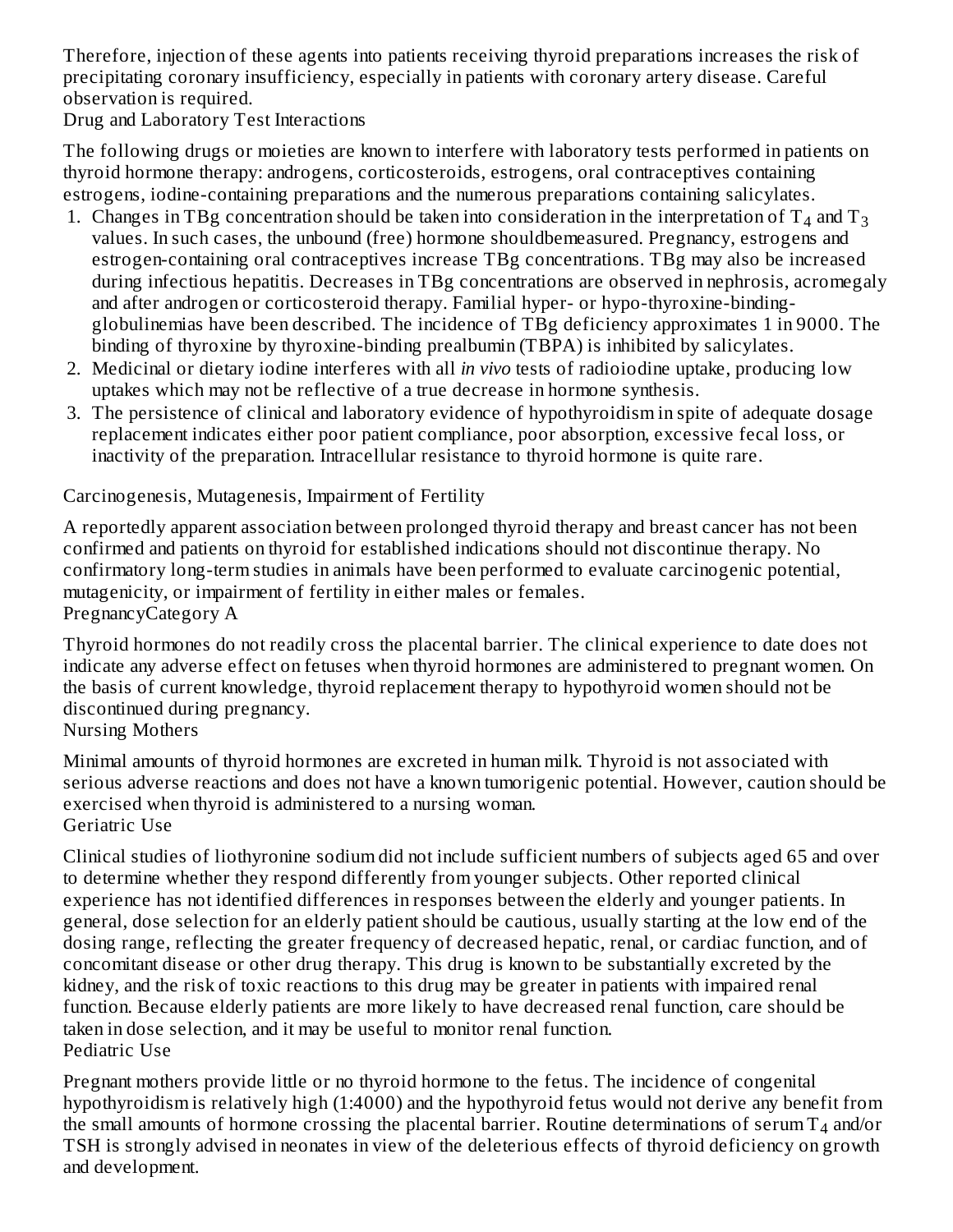Therefore, injection of these agents into patients receiving thyroid preparations increases the risk of precipitating coronary insufficiency, especially in patients with coronary artery disease. Careful observation is required.

### Drug and Laboratory Test Interactions

The following drugs or moieties are known to interfere with laboratory tests performed in patients on thyroid hormone therapy: androgens, corticosteroids, estrogens, oral contraceptives containing estrogens, iodine-containing preparations and the numerous preparations containing salicylates.

1. Changes in TBg concentration should be taken into consideration in the interpretation of $T_4$ and $T_3$ values. In such cases, the unbound (free) hormone shouldbemeasured. Pregnancy, estrogens and estrogen-containing oral contraceptives increase TBg concentrations. TBg may also be increased during infectious hepatitis. Decreases in TBg concentrations are observed in nephrosis, acromegaly and after androgen or corticosteroid therapy. Familial hyper- or hypo-thyroxine-binding-globulinemias have been described. The incidence of TBg deficiency approximates 1 in 9000. The binding of thyroxine by thyroxine-binding prealbumin (TBPA) is inhibited by salicylates.
2. Medicinal or dietary iodine interferes with all *in vivo* tests of radioiodine uptake, producing low uptakes which may not be reflective of a true decrease in hormone synthesis.
3. The persistence of clinical and laboratory evidence of hypothyroidism in spite of adequate dosage replacement indicates either poor patient compliance, poor absorption, excessive fecal loss, or inactivity of the preparation. Intracellular resistance to thyroid hormone is quite rare.

### Carcinogenesis, Mutagenesis, Impairment of Fertility

A reportedly apparent association between prolonged thyroid therapy and breast cancer has not been confirmed and patients on thyroid for established indications should not discontinue therapy. No confirmatory long-term studies in animals have been performed to evaluate carcinogenic potential, mutagenicity, or impairment of fertility in either males or females.

### PregnancyCategory A

Thyroid hormones do not readily cross the placental barrier. The clinical experience to date does not indicate any adverse effect on fetuses when thyroid hormones are administered to pregnant women. On the basis of current knowledge, thyroid replacement therapy to hypothyroid women should not be discontinued during pregnancy.

### Nursing Mothers

Minimal amounts of thyroid hormones are excreted in human milk. Thyroid is not associated with serious adverse reactions and does not have a known tumorigenic potential. However, caution should be exercised when thyroid is administered to a nursing woman.

### Geriatric Use

Clinical studies of liothyronine sodium did not include sufficient numbers of subjects aged 65 and over to determine whether they respond differently from younger subjects. Other reported clinical experience has not identified differences in responses between the elderly and younger patients. In general, dose selection for an elderly patient should be cautious, usually starting at the low end of the dosing range, reflecting the greater frequency of decreased hepatic, renal, or cardiac function, and of concomitant disease or other drug therapy. This drug is known to be substantially excreted by the kidney, and the risk of toxic reactions to this drug may be greater in patients with impaired renal function. Because elderly patients are more likely to have decreased renal function, care should be taken in dose selection, and it may be useful to monitor renal function.

### Pediatric Use

Pregnant mothers provide little or no thyroid hormone to the fetus. The incidence of congenital hypothyroidism is relatively high (1:4000) and the hypothyroid fetus would not derive any benefit from the small amounts of hormone crossing the placental barrier. Routine determinations of serum $T_4$ and/or TSH is strongly advised in neonates in view of the deleterious effects of thyroid deficiency on growth and development.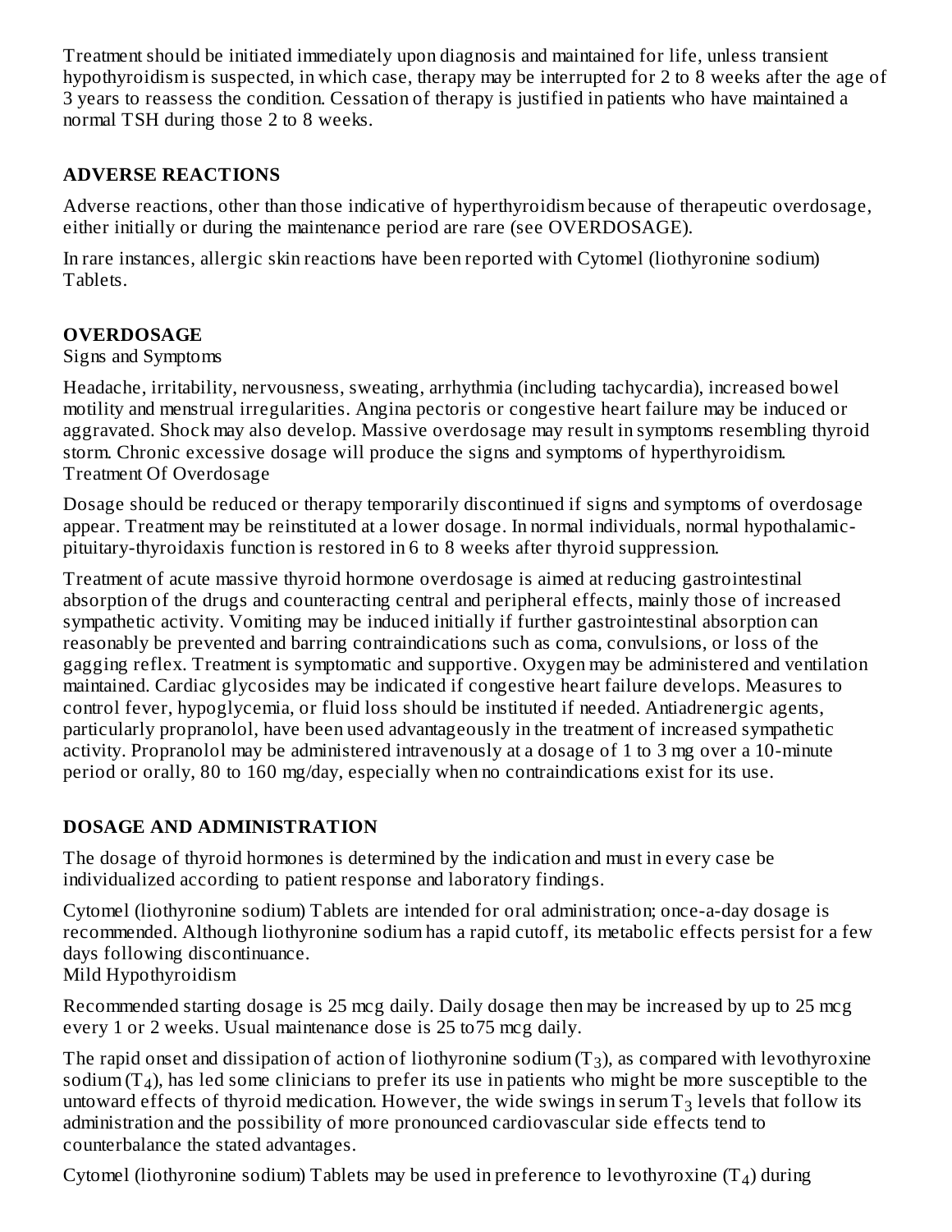Treatment should be initiated immediately upon diagnosis and maintained for life, unless transient hypothyroidism is suspected, in which case, therapy may be interrupted for 2 to 8 weeks after the age of 3 years to reassess the condition. Cessation of therapy is justified in patients who have maintained a normal TSH during those 2 to 8 weeks.

## ADVERSE REACTIONS

Adverse reactions, other than those indicative of hyperthyroidism because of therapeutic overdosage, either initially or during the maintenance period are rare (see OVERDOSAGE).

In rare instances, allergic skin reactions have been reported with Cytomel (liothyronine sodium) Tablets.

## OVERDOSAGE

### Signs and Symptoms

Headache, irritability, nervousness, sweating, arrhythmia (including tachycardia), increased bowel motility and menstrual irregularities. Angina pectoris or congestive heart failure may be induced or aggravated. Shock may also develop. Massive overdosage may result in symptoms resembling thyroid storm. Chronic excessive dosage will produce the signs and symptoms of hyperthyroidism.

### Treatment Of Overdosage

Dosage should be reduced or therapy temporarily discontinued if signs and symptoms of overdosage appear. Treatment may be reinstituted at a lower dosage. In normal individuals, normal hypothalamic-pituitary-thyroidaxis function is restored in 6 to 8 weeks after thyroid suppression.

Treatment of acute massive thyroid hormone overdosage is aimed at reducing gastrointestinal absorption of the drugs and counteracting central and peripheral effects, mainly those of increased sympathetic activity. Vomiting may be induced initially if further gastrointestinal absorption can reasonably be prevented and barring contraindications such as coma, convulsions, or loss of the gagging reflex. Treatment is symptomatic and supportive. Oxygen may be administered and ventilation maintained. Cardiac glycosides may be indicated if congestive heart failure develops. Measures to control fever, hypoglycemia, or fluid loss should be instituted if needed. Antiadrenergic agents, particularly propranolol, have been used advantageously in the treatment of increased sympathetic activity. Propranolol may be administered intravenously at a dosage of 1 to 3 mg over a 10-minute period or orally, 80 to 160 mg/day, especially when no contraindications exist for its use.

## DOSAGE AND ADMINISTRATION

The dosage of thyroid hormones is determined by the indication and must in every case be individualized according to patient response and laboratory findings.

Cytomel (liothyronine sodium) Tablets are intended for oral administration; once-a-day dosage is recommended. Although liothyronine sodium has a rapid cutoff, its metabolic effects persist for a few days following discontinuance.

### Mild Hypothyroidism

Recommended starting dosage is 25 mcg daily. Daily dosage then may be increased by up to 25 mcg every 1 or 2 weeks. Usual maintenance dose is 25 to75 mcg daily.

The rapid onset and dissipation of action of liothyronine sodium ($T_3$), as compared with levothyroxine sodium ($T_4$), has led some clinicians to prefer its use in patients who might be more susceptible to the untoward effects of thyroid medication. However, the wide swings in serum $T_3$ levels that follow its administration and the possibility of more pronounced cardiovascular side effects tend to counterbalance the stated advantages.

Cytomel (liothyronine sodium) Tablets may be used in preference to levothyroxine ($T_4$) during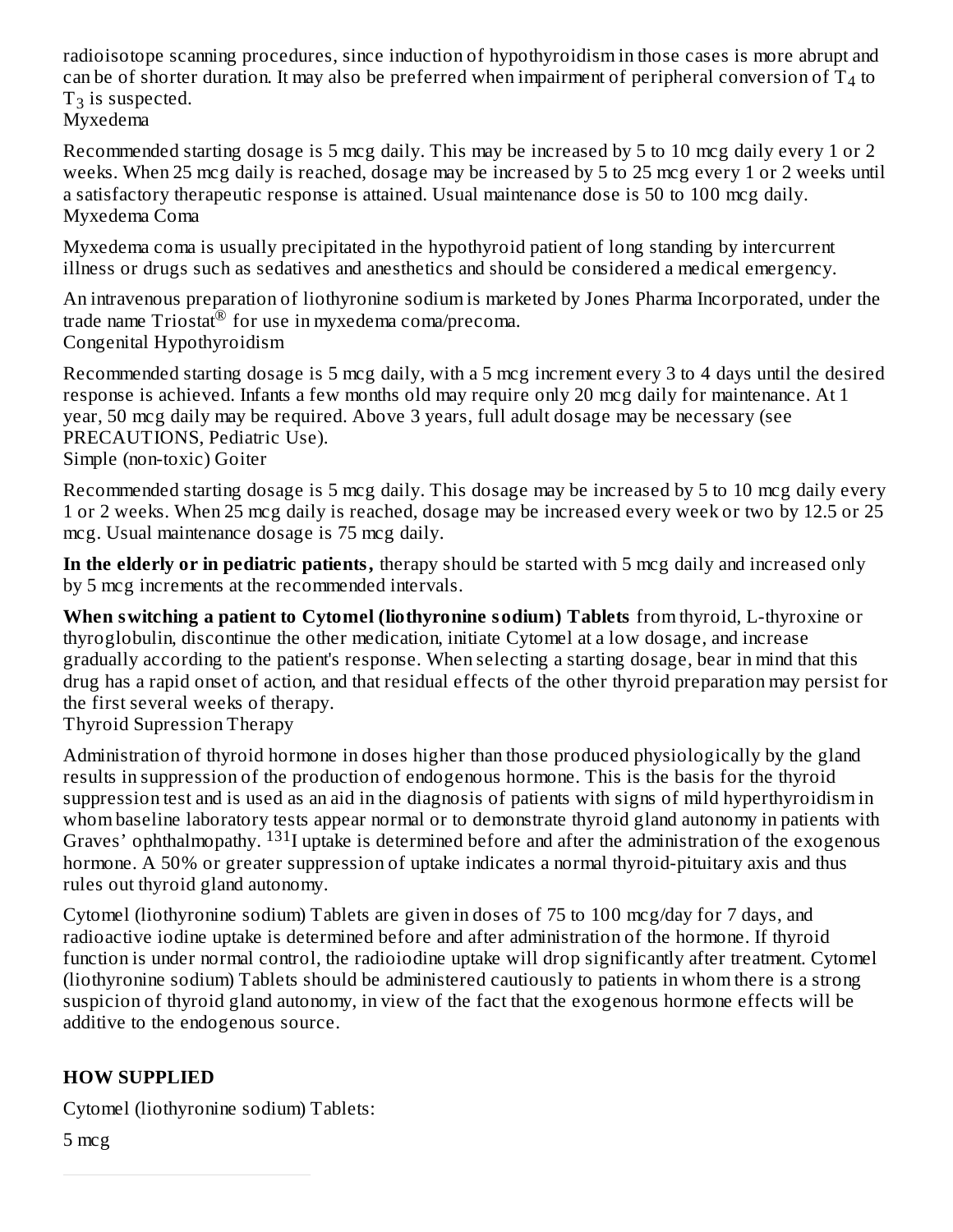radioisotope scanning procedures, since induction of hypothyroidism in those cases is more abrupt and can be of shorter duration. It may also be preferred when impairment of peripheral conversion of $T_4$ to $T_3$ is suspected.

### Myxedema

Recommended starting dosage is 5 mcg daily. This may be increased by 5 to 10 mcg daily every 1 or 2 weeks. When 25 mcg daily is reached, dosage may be increased by 5 to 25 mcg every 1 or 2 weeks until a satisfactory therapeutic response is attained. Usual maintenance dose is 50 to 100 mcg daily.

### Myxedema Coma

Myxedema coma is usually precipitated in the hypothyroid patient of long standing by intercurrent illness or drugs such as sedatives and anesthetics and should be considered a medical emergency.

An intravenous preparation of liothyronine sodium is marketed by Jones Pharma Incorporated, under the trade name Triostat® for use in myxedema coma/precoma.

### Congenital Hypothyroidism

Recommended starting dosage is 5 mcg daily, with a 5 mcg increment every 3 to 4 days until the desired response is achieved. Infants a few months old may require only 20 mcg daily for maintenance. At 1 year, 50 mcg daily may be required. Above 3 years, full adult dosage may be necessary (see PRECAUTIONS, Pediatric Use).

### Simple (non-toxic) Goiter

Recommended starting dosage is 5 mcg daily. This dosage may be increased by 5 to 10 mcg daily every 1 or 2 weeks. When 25 mcg daily is reached, dosage may be increased every week or two by 12.5 or 25 mcg. Usual maintenance dosage is 75 mcg daily.

**In the elderly or in pediatric patients,** therapy should be started with 5 mcg daily and increased only by 5 mcg increments at the recommended intervals.

**When switching a patient to Cytomel (liothyronine sodium) Tablets** from thyroid, L-thyroxine or thyroglobulin, discontinue the other medication, initiate Cytomel at a low dosage, and increase gradually according to the patient's response. When selecting a starting dosage, bear in mind that this drug has a rapid onset of action, and that residual effects of the other thyroid preparation may persist for the first several weeks of therapy.

### Thyroid Supression Therapy

Administration of thyroid hormone in doses higher than those produced physiologically by the gland results in suppression of the production of endogenous hormone. This is the basis for the thyroid suppression test and is used as an aid in the diagnosis of patients with signs of mild hyperthyroidism in whom baseline laboratory tests appear normal or to demonstrate thyroid gland autonomy in patients with Graves' ophthalmopathy. $^{131}$I uptake is determined before and after the administration of the exogenous hormone. A 50% or greater suppression of uptake indicates a normal thyroid-pituitary axis and thus rules out thyroid gland autonomy.

Cytomel (liothyronine sodium) Tablets are given in doses of 75 to 100 mcg/day for 7 days, and radioactive iodine uptake is determined before and after administration of the hormone. If thyroid function is under normal control, the radioiodine uptake will drop significantly after treatment. Cytomel (liothyronine sodium) Tablets should be administered cautiously to patients in whom there is a strong suspicion of thyroid gland autonomy, in view of the fact that the exogenous hormone effects will be additive to the endogenous source.

## HOW SUPPLIED

Cytomel (liothyronine sodium) Tablets:

5 mcg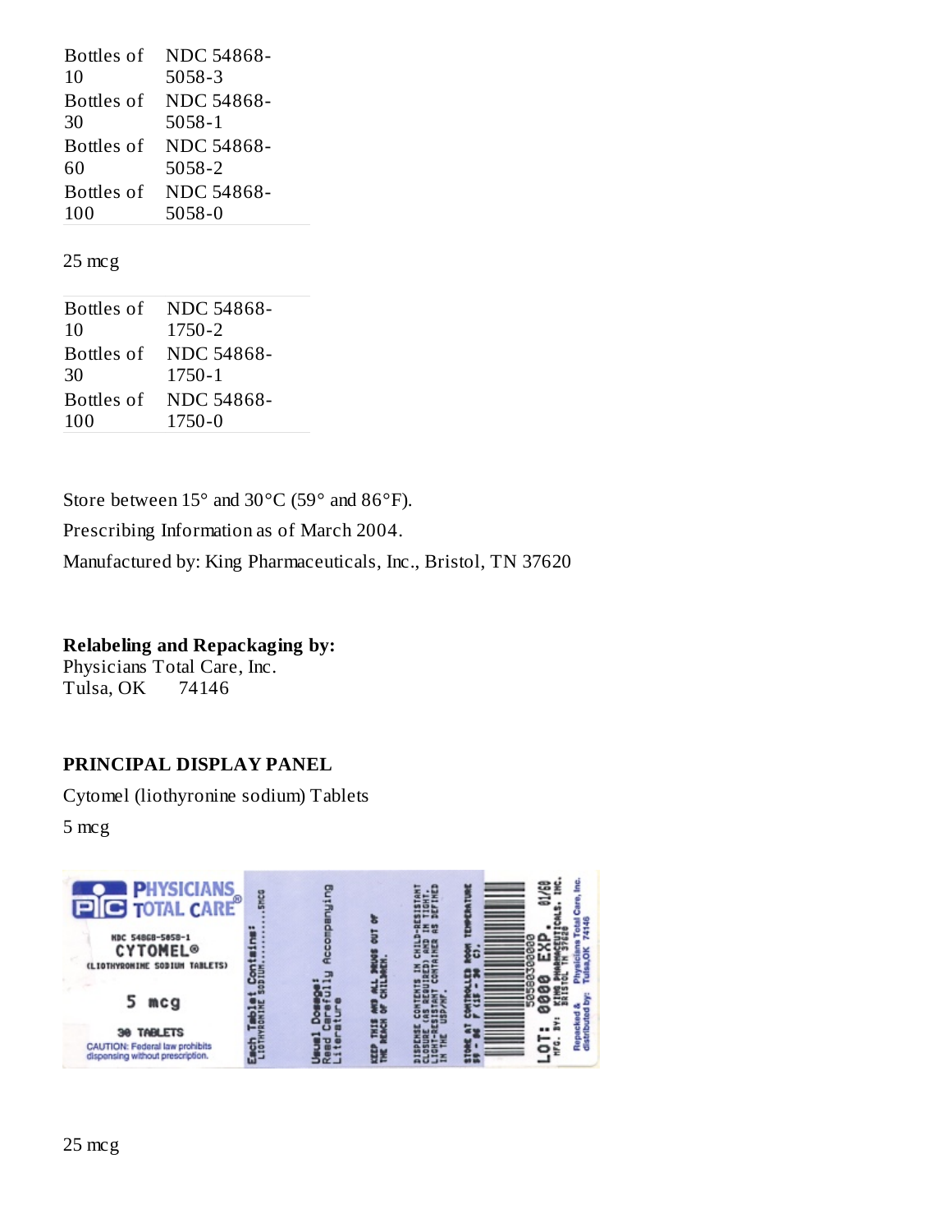| | |
|---|---|
| Bottles of 10 | NDC 54868-5058-3 |
| Bottles of 30 | NDC 54868-5058-1 |
| Bottles of 60 | NDC 54868-5058-2 |
| Bottles of 100 | NDC 54868-5058-0 |

25 mcg

| | |
|---|---|
| Bottles of 10 | NDC 54868-1750-2 |
| Bottles of 30 | NDC 54868-1750-1 |
| Bottles of 100 | NDC 54868-1750-0 |

Store between 15° and 30°C (59° and 86°F).

Prescribing Information as of March 2004.

Manufactured by: King Pharmaceuticals, Inc., Bristol, TN 37620

**Relabeling and Repackaging by:**
Physicians Total Care, Inc.
Tulsa, OK 74146

**PRINCIPAL DISPLAY PANEL**

Cytomel (liothyronine sodium) Tablets

5 mcg

PHYSICIANS TOTAL CARE®

NDC 54868-5058-1
CYTOMEL®
(LIOTHYRONINE SODIUM TABLETS)

5 mcg

30 TABLETS

CAUTION: Federal law prohibits dispensing without prescription.

Each Tablet Contains: LIOTHYRONINE SODIUM............5MCG

Usual Dosage: Read Carefully Accompanying Literature

KEEP THIS AND ALL DRUGS OUT OF THE REACH OF CHILDREN.

DISPENSE CONTENTS IN CHILD-RESISTANT CLOSURE (AS REQUIRED) AND IN TIGHT, LIGHT-RESISTANT CONTAINER AS DEFINED IN THE USP/NF.

STORE AT CONTROLLED ROOM TEMPERATURE 59 - 86 F (15 - 30 C).

5058030000

LOT: 0000 EXP. 01/60

MFG. BY: KING PHARMACEUTICALS, INC. BRISTOL TN 37620

Repacked & distributed by: Physicians Total Care, Inc. Tulsa,OK 74146

25 mcg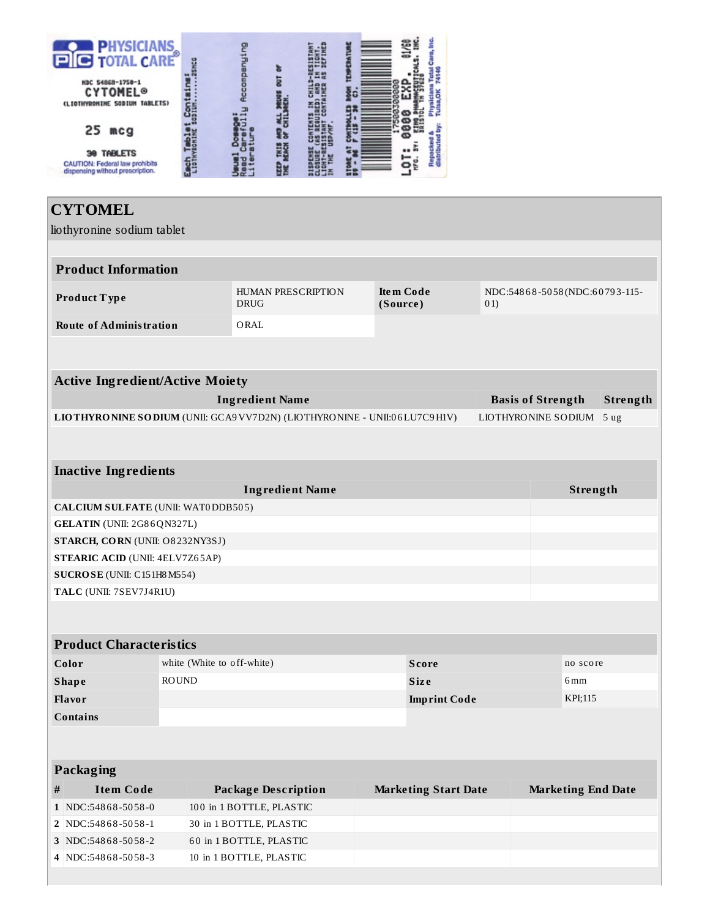PHYSICIANS TOTAL CARE®

NDC 54868-1750-1
CYTOMEL®
(LIOTHYRONINE SODIUM TABLETS)

25 mcg

30 TABLETS

CAUTION: Federal law prohibits dispensing without prescription.

Each Tablet Contains: LIOTHYRONINE SODIUM.......25MCG

Usual Dosage: Read Carefully Accompanying Literature

KEEP THIS AND ALL DRUGS OUT OF THE REACH OF CHILDREN.

DISPENSE CONTENTS IN CHILD-RESISTANT CLOSURE (AS REQUIRED) AND IN TIGHT, LIGHT-RESISTANT CONTAINER AS DEFINED IN THE USP/NF.

STORE AT CONTROLLED ROOM TEMPERATURE 59 - 86 F (15 - 30 C).

LOT: 0000 EXP. 01/00

MFG. BY: KING PHARMACEUTICALS, INC. BRISTOL TN 37620

Repacked & distributed by: Physicians Total Care, Inc. Tulsa, OK 74146

# CYTOMEL

liothyronine sodium tablet

| Product Information | | | |
|---|---|---|---|
| **Product Type** | HUMAN PRESCRIPTION DRUG | **Item Code (Source)** | NDC:54868-5058(NDC:60793-115-01) |
| **Route of Administration** | ORAL | | |

| Active Ingredient/Active Moiety | | |
|---|---|---|
| **Ingredient Name** | **Basis of Strength** | **Strength** |
| **LIOTHYRONINE SODIUM** (UNII: GCA9VV7D2N) (LIOTHYRONINE - UNII:06LU7C9H1V) | LIOTHYRONINE SODIUM | 5 ug |

| Inactive Ingredients | |
|---|---|
| **Ingredient Name** | **Strength** |
| **CALCIUM SULFATE** (UNII: WAT0DDB505) | |
| **GELATIN** (UNII: 2G86QN327L) | |
| **STARCH, CORN** (UNII: O8232NY3SJ) | |
| **STEARIC ACID** (UNII: 4ELV7Z65AP) | |
| **SUCROSE** (UNII: C151H8M554) | |
| **TALC** (UNII: 7SEV7J4R1U) | |

| Product Characteristics | | | |
|---|---|---|---|
| **Color** | white (White to off-white) | **Score** | no score |
| **Shape** | ROUND | **Size** | 6mm |
| **Flavor** | | **Imprint Code** | KPI;115 |
| **Contains** | | | |

| Packaging | | | | |
|---|---|---|---|---|
| **#** | **Item Code** | **Package Description** | **Marketing Start Date** | **Marketing End Date** |
| **1** | NDC:54868-5058-0 | 100 in 1 BOTTLE, PLASTIC | | |
| **2** | NDC:54868-5058-1 | 30 in 1 BOTTLE, PLASTIC | | |
| **3** | NDC:54868-5058-2 | 60 in 1 BOTTLE, PLASTIC | | |
| **4** | NDC:54868-5058-3 | 10 in 1 BOTTLE, PLASTIC | | |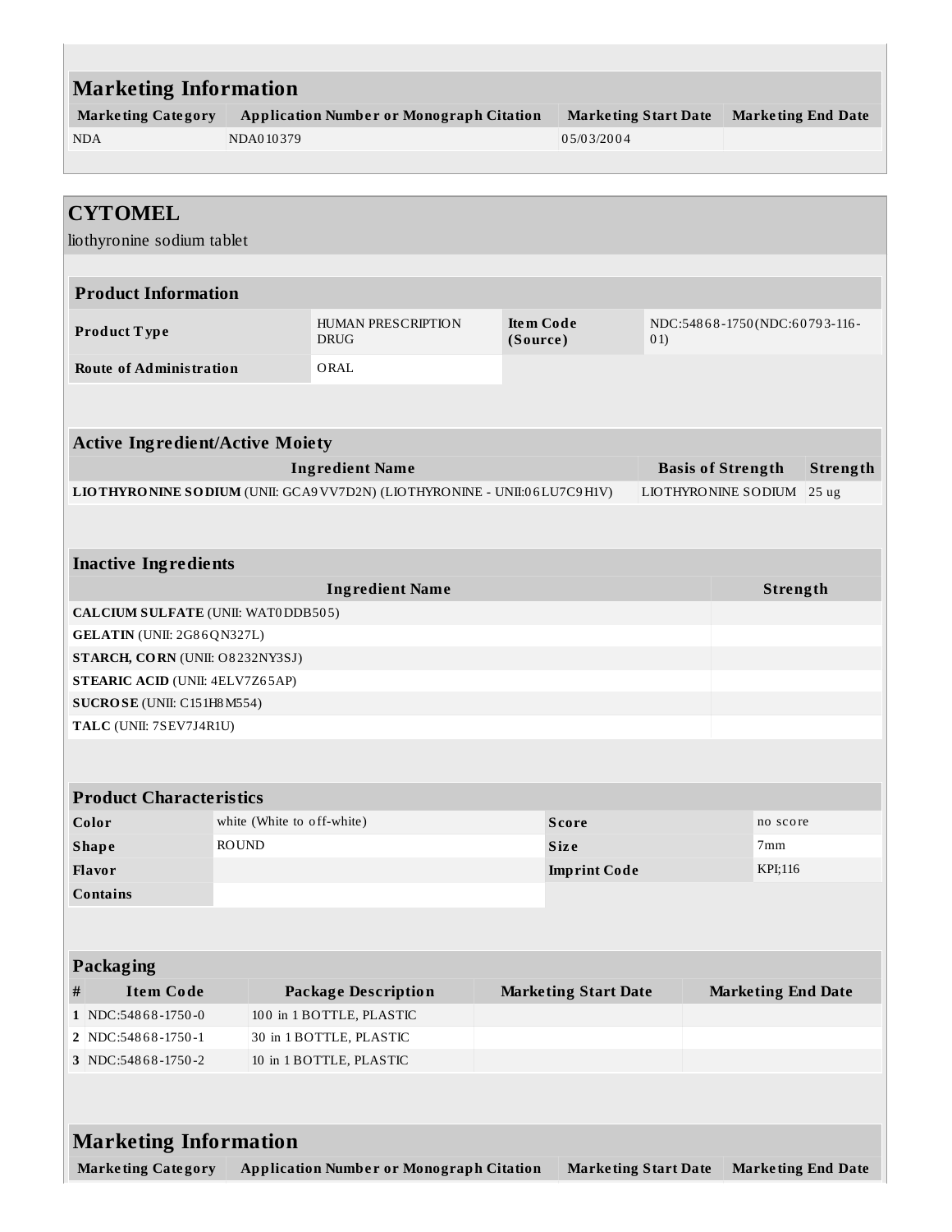## Marketing Information

| Marketing Category | Application Number or Monograph Citation | Marketing Start Date | Marketing End Date |
|---|---|---|---|
| NDA | NDA010379 | 05/03/2004 | |

## CYTOMEL

liothyronine sodium tablet

### Product Information

| | | | |
|---|---|---|---|
| **Product Type** | HUMAN PRESCRIPTION DRUG | **Item Code (Source)** | NDC:54868-1750(NDC:60793-116-01) |
| **Route of Administration** | ORAL | | |

### Active Ingredient/Active Moiety

| Ingredient Name | Basis of Strength | Strength |
|---|---|---|
| **LIOTHYRONINE SODIUM** (UNII: GCA9VV7D2N) (LIOTHYRONINE - UNII:06LU7C9H1V) | LIOTHYRONINE SODIUM | 25 ug |

### Inactive Ingredients

| Ingredient Name | Strength |
|---|---|
| **CALCIUM SULFATE** (UNII: WAT0DDB505) | |
| **GELATIN** (UNII: 2G86QN327L) | |
| **STARCH, CORN** (UNII: O8232NY3SJ) | |
| **STEARIC ACID** (UNII: 4ELV7Z65AP) | |
| **SUCROSE** (UNII: C151H8M554) | |
| **TALC** (UNII: 7SEV7J4R1U) | |

### Product Characteristics

| | | | |
|---|---|---|---|
| **Color** | white (White to off-white) | **Score** | no score |
| **Shape** | ROUND | **Size** | 7mm |
| **Flavor** | | **Imprint Code** | KPI;116 |
| **Contains** | | | |

### Packaging

| # | Item Code | Package Description | Marketing Start Date | Marketing End Date |
|---|---|---|---|---|
| 1 | NDC:54868-1750-0 | 100 in 1 BOTTLE, PLASTIC | | |
| 2 | NDC:54868-1750-1 | 30 in 1 BOTTLE, PLASTIC | | |
| 3 | NDC:54868-1750-2 | 10 in 1 BOTTLE, PLASTIC | | |

### Marketing Information

| Marketing Category | Application Number or Monograph Citation | Marketing Start Date | Marketing End Date |
|---|---|---|---|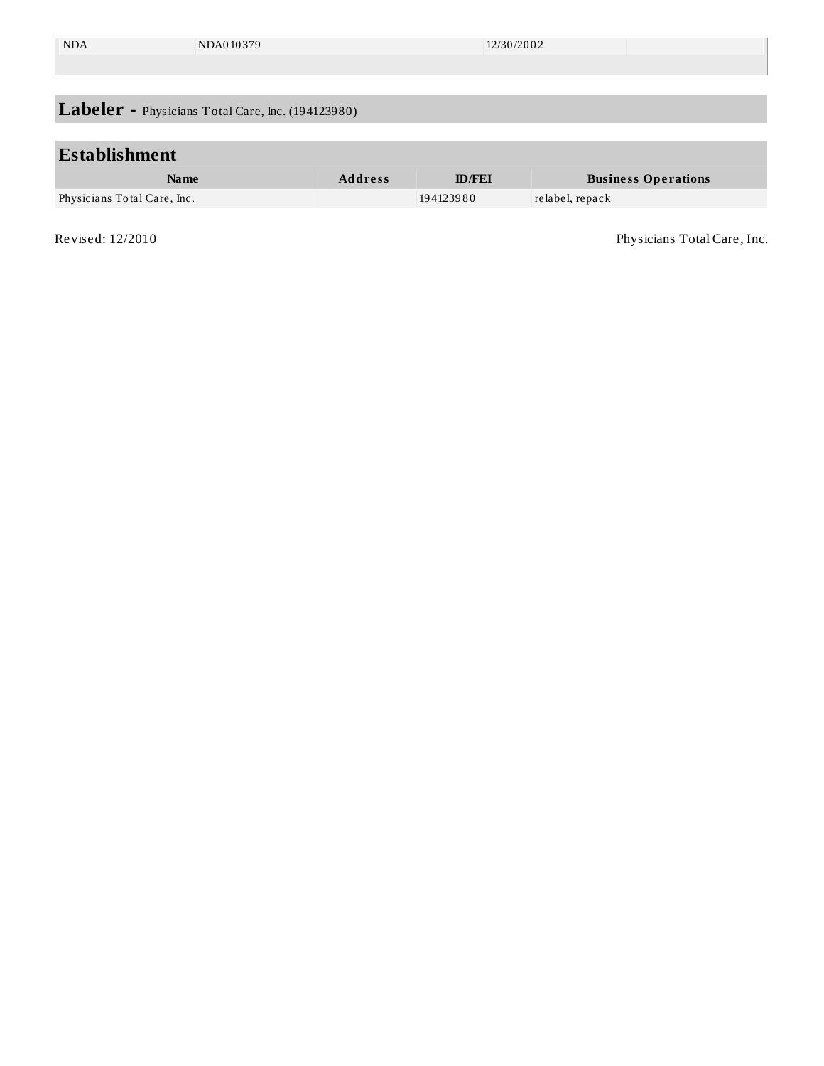| | | | |
|---|---|---|---|
| NDA | NDA010379 | 12/30/2002 | |

## Labeler - Physicians Total Care, Inc. (194123980)

## Establishment

| Name | Address | ID/FEI | Business Operations |
|---|---|---|---|
| Physicians Total Care, Inc. | | 194123980 | relabel, repack |

Revised: 12/2010

Physicians Total Care, Inc.